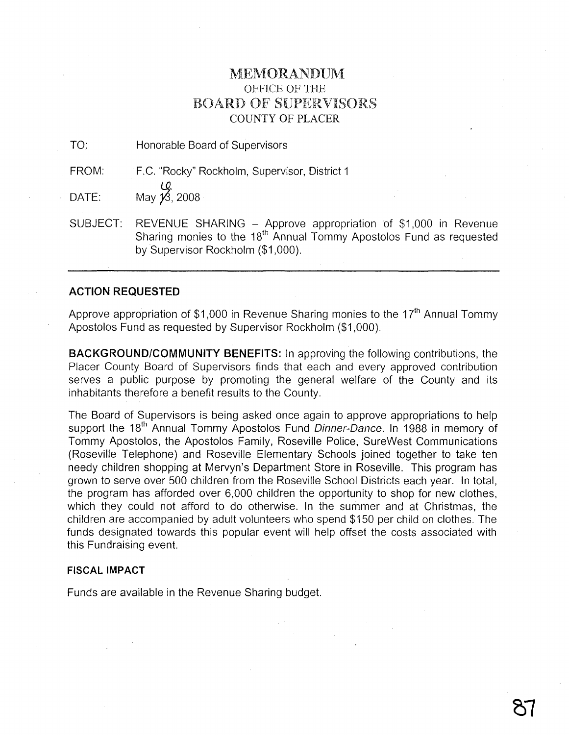# MEMORANDUM

## OFFICE OF THE
## BOARD OF SUPERVISORS
## COUNTY OF PLACER

TO: Honorable Board of Supervisors

FROM: F.C. "Rocky" Rockholm, Supervisor, District 1

DATE: May 6, 2008

SUBJECT: REVENUE SHARING – Approve appropriation of $1,000 in Revenue Sharing monies to the 18th Annual Tommy Apostolos Fund as requested by Supervisor Rockholm ($1,000).

---

**ACTION REQUESTED**

Approve appropriation of $1,000 in Revenue Sharing monies to the 17th Annual Tommy Apostolos Fund as requested by Supervisor Rockholm ($1,000).

**BACKGROUND/COMMUNITY BENEFITS:** In approving the following contributions, the Placer County Board of Supervisors finds that each and every approved contribution serves a public purpose by promoting the general welfare of the County and its inhabitants therefore a benefit results to the County.

The Board of Supervisors is being asked once again to approve appropriations to help support the 18th Annual Tommy Apostolos Fund *Dinner-Dance*. In 1988 in memory of Tommy Apostolos, the Apostolos Family, Roseville Police, SureWest Communications (Roseville Telephone) and Roseville Elementary Schools joined together to take ten needy children shopping at Mervyn's Department Store in Roseville. This program has grown to serve over 500 children from the Roseville School Districts each year. In total, the program has afforded over 6,000 children the opportunity to shop for new clothes, which they could not afford to do otherwise. In the summer and at Christmas, the children are accompanied by adult volunteers who spend $150 per child on clothes. The funds designated towards this popular event will help offset the costs associated with this Fundraising event.

**FISCAL IMPACT**

Funds are available in the Revenue Sharing budget.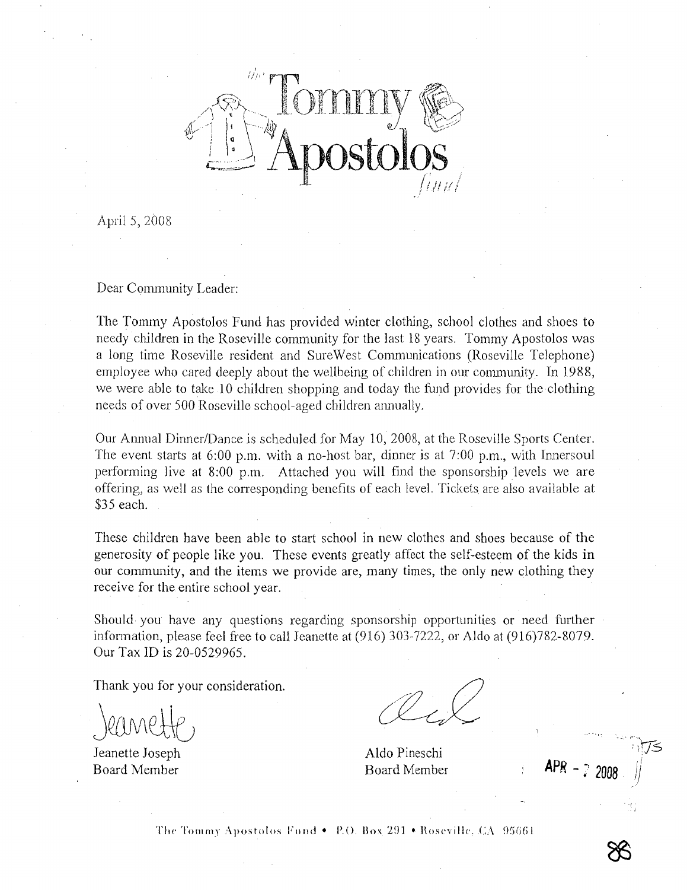# the Tommy Apostolos fund

April 5, 2008

Dear Community Leader:

The Tommy Apostolos Fund has provided winter clothing, school clothes and shoes to needy children in the Roseville community for the last 18 years. Tommy Apostolos was a long time Roseville resident and SureWest Communications (Roseville Telephone) employee who cared deeply about the wellbeing of children in our community. In 1988, we were able to take 10 children shopping and today the fund provides for the clothing needs of over 500 Roseville school-aged children annually.

Our Annual Dinner/Dance is scheduled for May 10, 2008, at the Roseville Sports Center. The event starts at 6:00 p.m. with a no-host bar, dinner is at 7:00 p.m., with Innersoul performing live at 8:00 p.m. Attached you will find the sponsorship levels we are offering, as well as the corresponding benefits of each level. Tickets are also available at $35 each.

These children have been able to start school in new clothes and shoes because of the generosity of people like you. These events greatly affect the self-esteem of the kids in our community, and the items we provide are, many times, the only new clothing they receive for the entire school year.

Should you have any questions regarding sponsorship opportunities or need further information, please feel free to call Jeanette at (916) 303-7222, or Aldo at (916)782-8079. Our Tax ID is 20-0529965.

Thank you for your consideration.

Jeanette

Jeanette Joseph
Board Member

Aldo Pineschi
Board Member

APR - 7 2008

The Tommy Apostolos Fund • P.O. Box 291 • Roseville, CA 95661